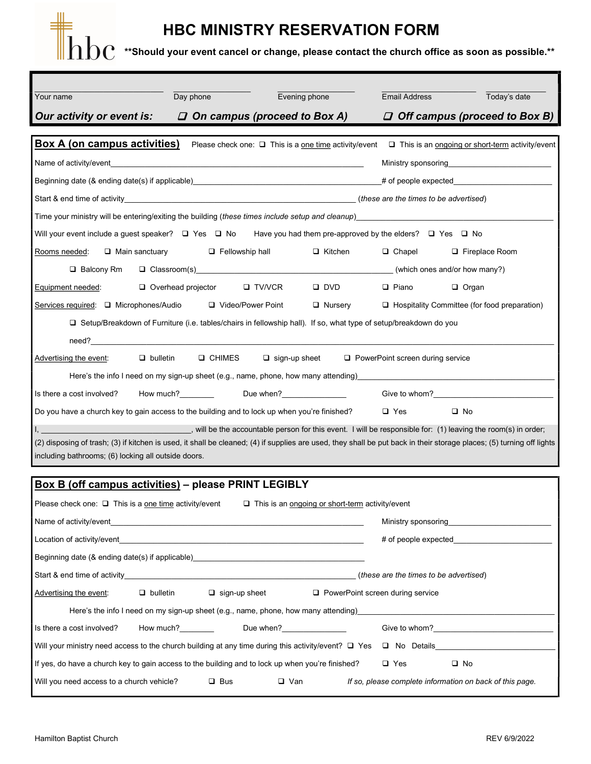# HBC MINISTRY RESERVATION FORM

**\*\*Should your event cancel or change, please contact the church office as soon as possible.\*\***

Your name ____________ Day phone ____________ Evening phone ____________ Email Address ____________ Today's date ____________

***Our activity or event is:*** ❑ ***On campus (proceed to Box A)*** ❑ ***Off campus (proceed to Box B)***

## Box A (on campus activities)

Please check one: ❑ This is a one time activity/event ❑ This is an ongoing or short-term activity/event

Name of activity/event____________ Ministry sponsoring____________

Beginning date (& ending date(s) if applicable)____________ # of people expected____________

Start & end time of activity____________ (*these are the times to be advertised*)

Time your ministry will be entering/exiting the building (*these times include setup and cleanup*)____________

Will your event include a guest speaker? ❑ Yes ❑ No Have you had them pre-approved by the elders? ❑ Yes ❑ No

Rooms needed: ❑ Main sanctuary ❑ Fellowship hall ❑ Kitchen ❑ Chapel ❑ Fireplace Room

❑ Balcony Rm ❑ Classroom(s)____________ (which ones and/or how many?)

Equipment needed: ❑ Overhead projector ❑ TV/VCR ❑ DVD ❑ Piano ❑ Organ

Services required: ❑ Microphones/Audio ❑ Video/Power Point ❑ Nursery ❑ Hospitality Committee (for food preparation)

❑ Setup/Breakdown of Furniture (i.e. tables/chairs in fellowship hall). If so, what type of setup/breakdown do you need?____________

Advertising the event: ❑ bulletin ❑ CHIMES ❑ sign-up sheet ❑ PowerPoint screen during service

Here's the info I need on my sign-up sheet (e.g., name, phone, how many attending)____________

Is there a cost involved? How much?________ Due when?____________ Give to whom?____________

Do you have a church key to gain access to the building and to lock up when you're finished? ❑ Yes ❑ No

I, ____________, will be the accountable person for this event. I will be responsible for: (1) leaving the room(s) in order; (2) disposing of trash; (3) if kitchen is used, it shall be cleaned; (4) if supplies are used, they shall be put back in their storage places; (5) turning off lights including bathrooms; (6) locking all outside doors.

## Box B (off campus activities) – please PRINT LEGIBLY

Please check one: ❑ This is a one time activity/event ❑ This is an ongoing or short-term activity/event

Name of activity/event____________ Ministry sponsoring____________

Location of activity/event____________ # of people expected____________

Beginning date (& ending date(s) if applicable)____________

Start & end time of activity____________ (*these are the times to be advertised*)

Advertising the event: ❑ bulletin ❑ sign-up sheet ❑ PowerPoint screen during service

Here's the info I need on my sign-up sheet (e.g., name, phone, how many attending)____________

Is there a cost involved? How much?________ Due when?____________ Give to whom?____________

Will your ministry need access to the church building at any time during this activity/event? ❑ Yes ❑ No Details____________

If yes, do have a church key to gain access to the building and to lock up when you're finished? ❑ Yes ❑ No

Will you need access to a church vehicle? ❑ Bus ❑ Van *If so, please complete information on back of this page.*

Hamilton Baptist Church REV 6/9/2022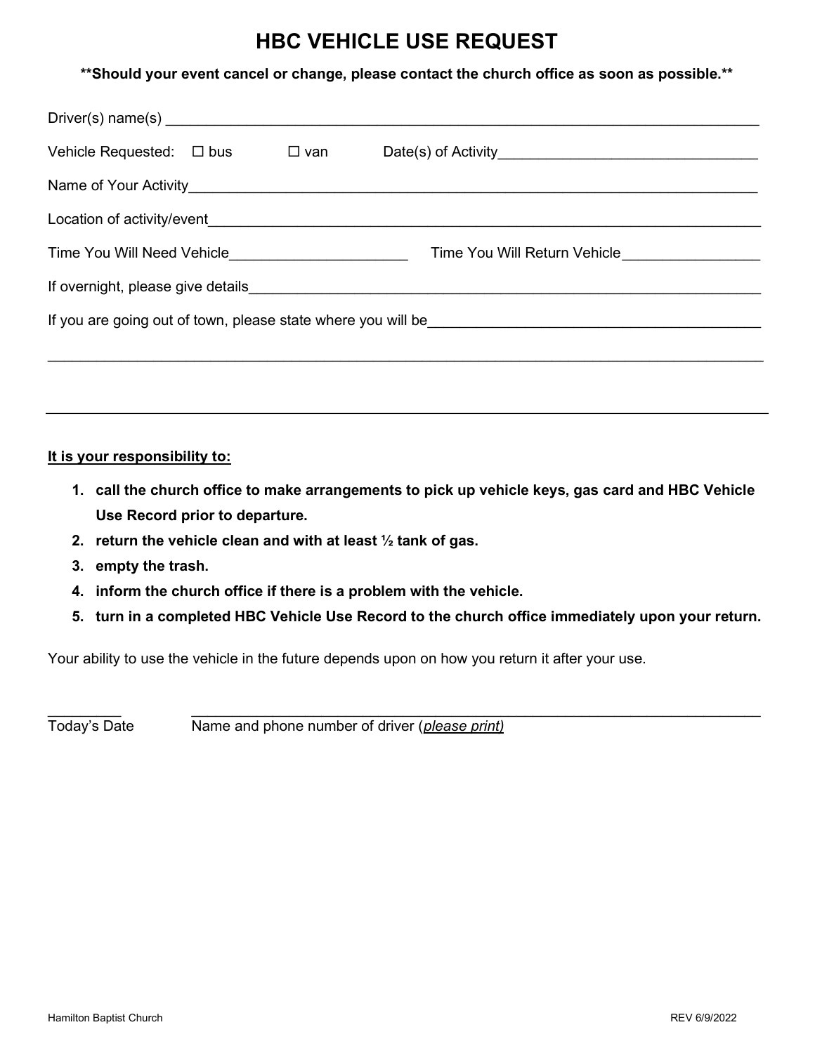# HBC VEHICLE USE REQUEST

**\*\*Should your event cancel or change, please contact the church office as soon as possible.\*\***

Driver(s) name(s) ______________________________________________________________________

Vehicle Requested: ☐ bus ☐ van Date(s) of Activity_______________________________

Name of Your Activity____________________________________________________________________

Location of activity/event_______________________________________________________________

Time You Will Need Vehicle_____________________ Time You Will Return Vehicle________________

If overnight, please give details______________________________________________________

If you are going out of town, please state where you will be______________________________

___________________________________________________________________________________________

**It is your responsibility to:**

1. **call the church office to make arrangements to pick up vehicle keys, gas card and HBC Vehicle Use Record prior to departure.**
2. **return the vehicle clean and with at least ½ tank of gas.**
3. **empty the trash.**
4. **inform the church office if there is a problem with the vehicle.**
5. **turn in a completed HBC Vehicle Use Record to the church office immediately upon your return.**

Your ability to use the vehicle in the future depends upon on how you return it after your use.

_________ ____________________________________________________________

Today's Date Name and phone number of driver (*please print)*

Hamilton Baptist Church REV 6/9/2022